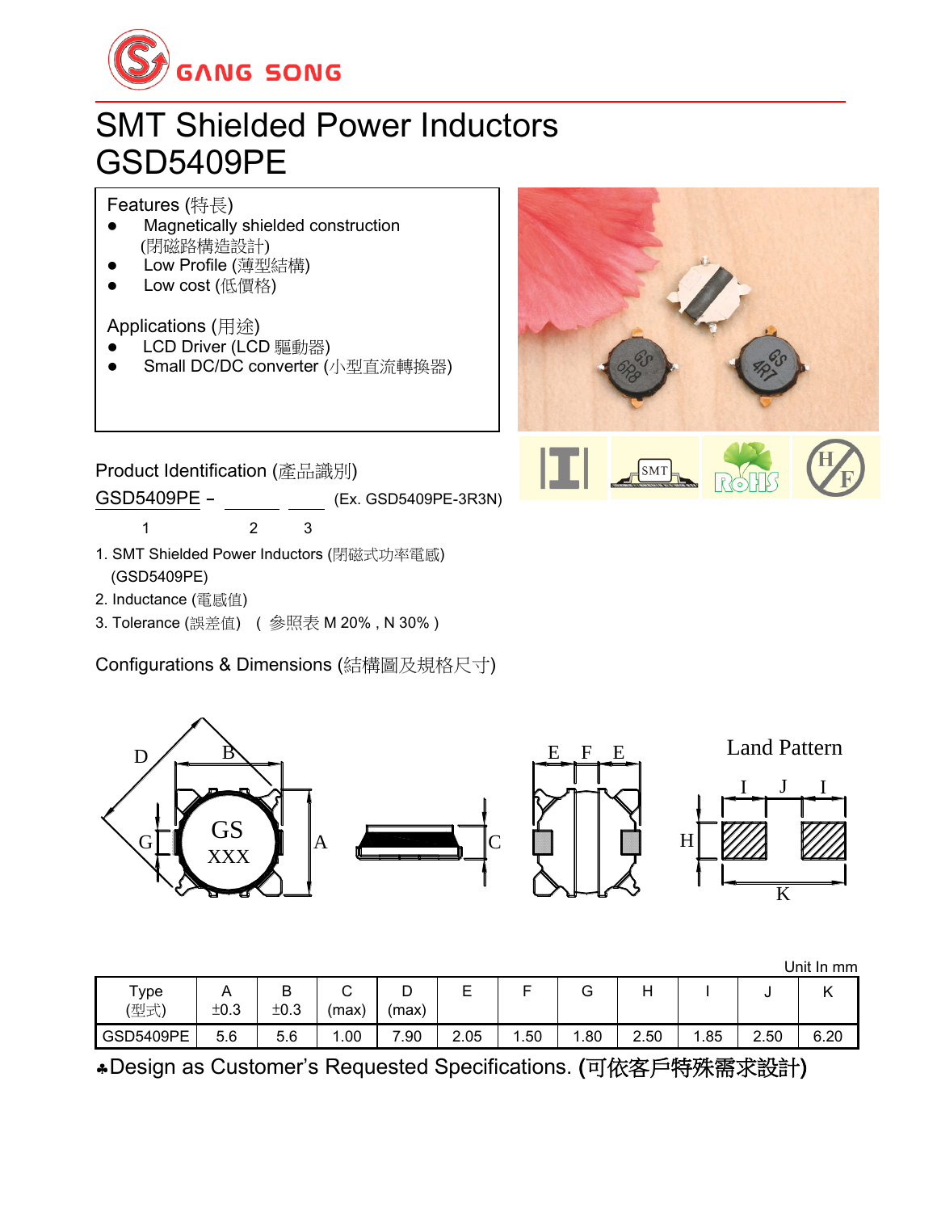# SMT Shielded Power Inductors
# GSD5409PE

**Features (特長)**

- Magnetically shielded construction (閉磁路構造設計)
- Low Profile (薄型結構)
- Low cost (低價格)

**Applications (用途)**

- LCD Driver (LCD 驅動器)
- Small DC/DC converter (小型直流轉換器)

## Product Identification (產品識別)

GSD5409PE - ______ ______ (Ex. GSD5409PE-3R3N)

1 2 3

1. SMT Shielded Power Inductors (閉磁式功率電感) (GSD5409PE)
2. Inductance (電感值)
3. Tolerance (誤差值) ( 參照表 M 20% , N 30% )

## Configurations & Dimensions (結構圖及規格尺寸)

Unit In mm

| Type (型式) | A ±0.3 | B ±0.3 | C (max) | D (max) | E | F | G | H | I | J | K |
|---|---|---|---|---|---|---|---|---|---|---|---|
| GSD5409PE | 5.6 | 5.6 | 1.00 | 7.90 | 2.05 | 1.50 | 1.80 | 2.50 | 1.85 | 2.50 | 6.20 |

♣Design as Customer's Requested Specifications. **(可依客戶特殊需求設計)**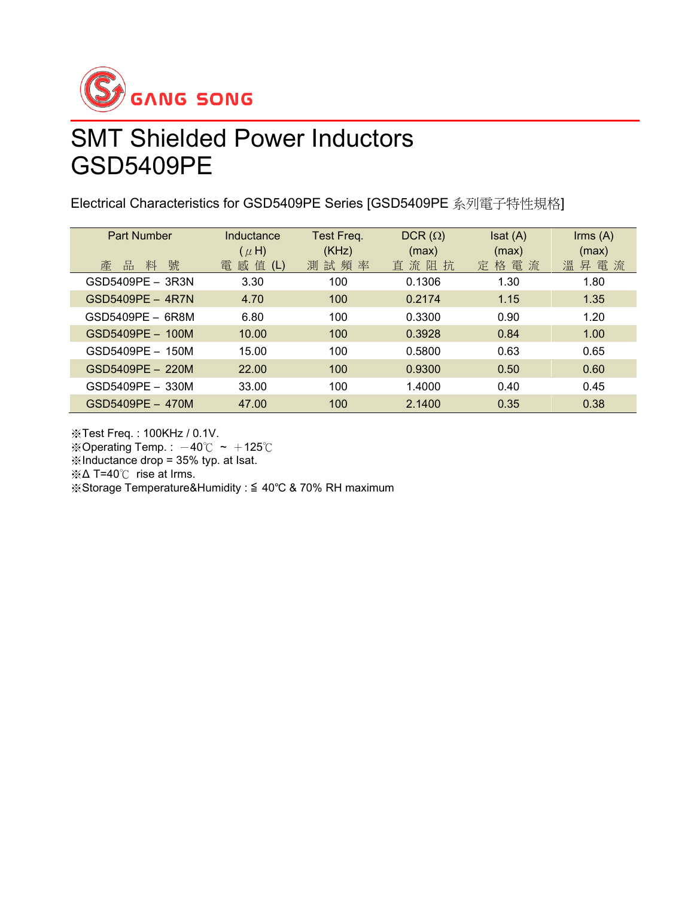GANG SONG

# SMT Shielded Power Inductors
# GSD5409PE

Electrical Characteristics for GSD5409PE Series [GSD5409PE 系列電子特性規格]

| Part Number<br>產　品　料　號 | Inductance<br>( $\mu$ H)<br>電 感 值 (L) | Test Freq.<br>(KHz)<br>測 試 頻 率 | DCR (Ω)<br>(max)<br>直 流 阻 抗 | Isat (A)<br>(max)<br>定 格 電 流 | Irms (A)<br>(max)<br>溫 昇 電 流 |
|---|---|---|---|---|---|
| GSD5409PE－ 3R3N | 3.30 | 100 | 0.1306 | 1.30 | 1.80 |
| GSD5409PE－ 4R7N | 4.70 | 100 | 0.2174 | 1.15 | 1.35 |
| GSD5409PE－ 6R8M | 6.80 | 100 | 0.3300 | 0.90 | 1.20 |
| GSD5409PE－ 100M | 10.00 | 100 | 0.3928 | 0.84 | 1.00 |
| GSD5409PE－ 150M | 15.00 | 100 | 0.5800 | 0.63 | 0.65 |
| GSD5409PE－ 220M | 22.00 | 100 | 0.9300 | 0.50 | 0.60 |
| GSD5409PE－ 330M | 33.00 | 100 | 1.4000 | 0.40 | 0.45 |
| GSD5409PE－ 470M | 47.00 | 100 | 2.1400 | 0.35 | 0.38 |

※Test Freq. : 100KHz / 0.1V.
※Operating Temp. : －40℃ ~ ＋125℃
※Inductance drop = 35% typ. at Isat.
※Δ T=40℃ rise at Irms.
※Storage Temperature&Humidity : ≦ 40℃ & 70% RH maximum